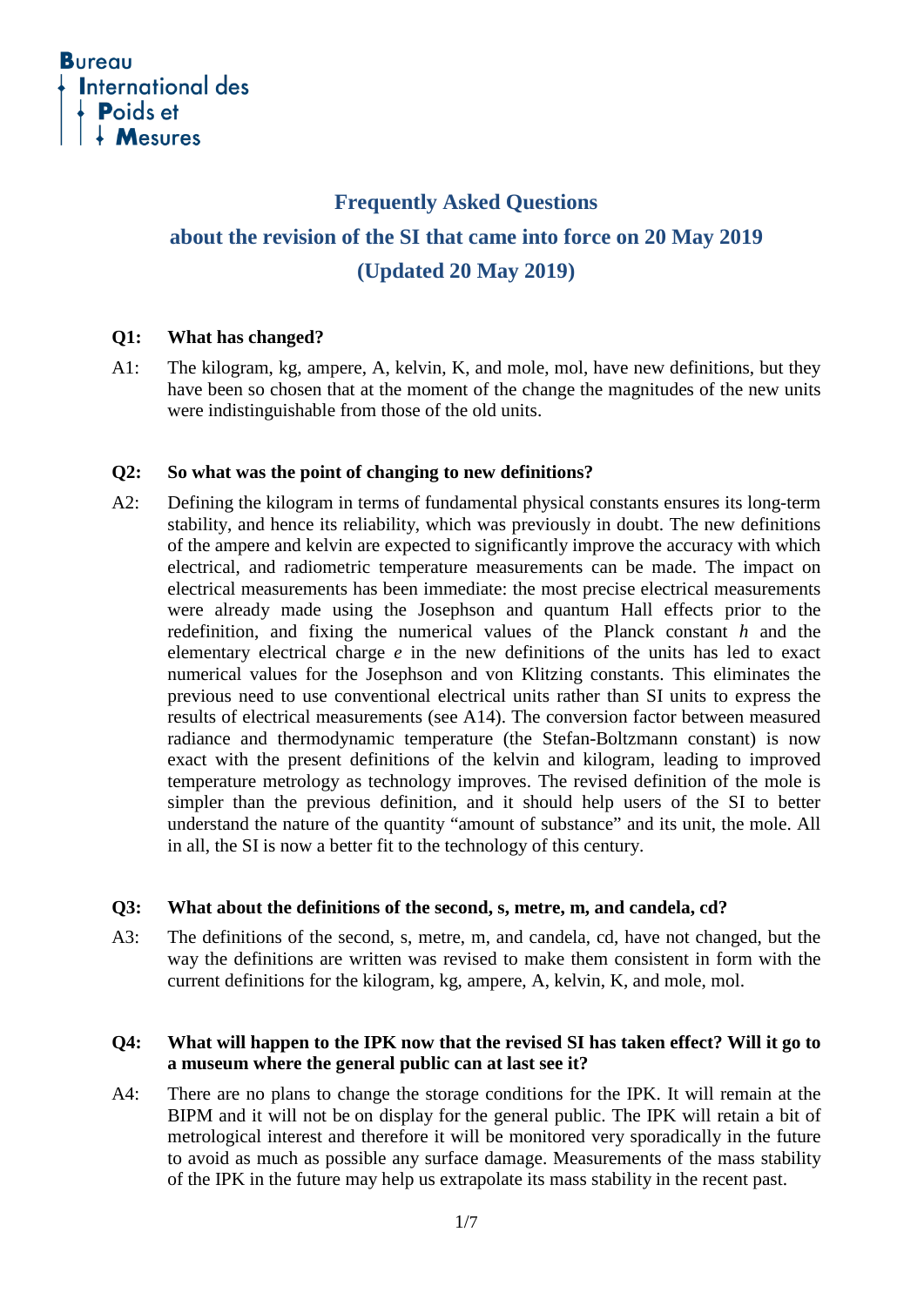Bureau International des Poids et Mesures

# Frequently Asked Questions

## about the revision of the SI that came into force on 20 May 2019

## (Updated 20 May 2019)

**Q1: What has changed?**

A1: The kilogram, kg, ampere, A, kelvin, K, and mole, mol, have new definitions, but they have been so chosen that at the moment of the change the magnitudes of the new units were indistinguishable from those of the old units.

**Q2: So what was the point of changing to new definitions?**

A2: Defining the kilogram in terms of fundamental physical constants ensures its long-term stability, and hence its reliability, which was previously in doubt. The new definitions of the ampere and kelvin are expected to significantly improve the accuracy with which electrical, and radiometric temperature measurements can be made. The impact on electrical measurements has been immediate: the most precise electrical measurements were already made using the Josephson and quantum Hall effects prior to the redefinition, and fixing the numerical values of the Planck constant $h$ and the elementary electrical charge $e$ in the new definitions of the units has led to exact numerical values for the Josephson and von Klitzing constants. This eliminates the previous need to use conventional electrical units rather than SI units to express the results of electrical measurements (see A14). The conversion factor between measured radiance and thermodynamic temperature (the Stefan-Boltzmann constant) is now exact with the present definitions of the kelvin and kilogram, leading to improved temperature metrology as technology improves. The revised definition of the mole is simpler than the previous definition, and it should help users of the SI to better understand the nature of the quantity "amount of substance" and its unit, the mole. All in all, the SI is now a better fit to the technology of this century.

**Q3: What about the definitions of the second, s, metre, m, and candela, cd?**

A3: The definitions of the second, s, metre, m, and candela, cd, have not changed, but the way the definitions are written was revised to make them consistent in form with the current definitions for the kilogram, kg, ampere, A, kelvin, K, and mole, mol.

**Q4: What will happen to the IPK now that the revised SI has taken effect? Will it go to a museum where the general public can at last see it?**

A4: There are no plans to change the storage conditions for the IPK. It will remain at the BIPM and it will not be on display for the general public. The IPK will retain a bit of metrological interest and therefore it will be monitored very sporadically in the future to avoid as much as possible any surface damage. Measurements of the mass stability of the IPK in the future may help us extrapolate its mass stability in the recent past.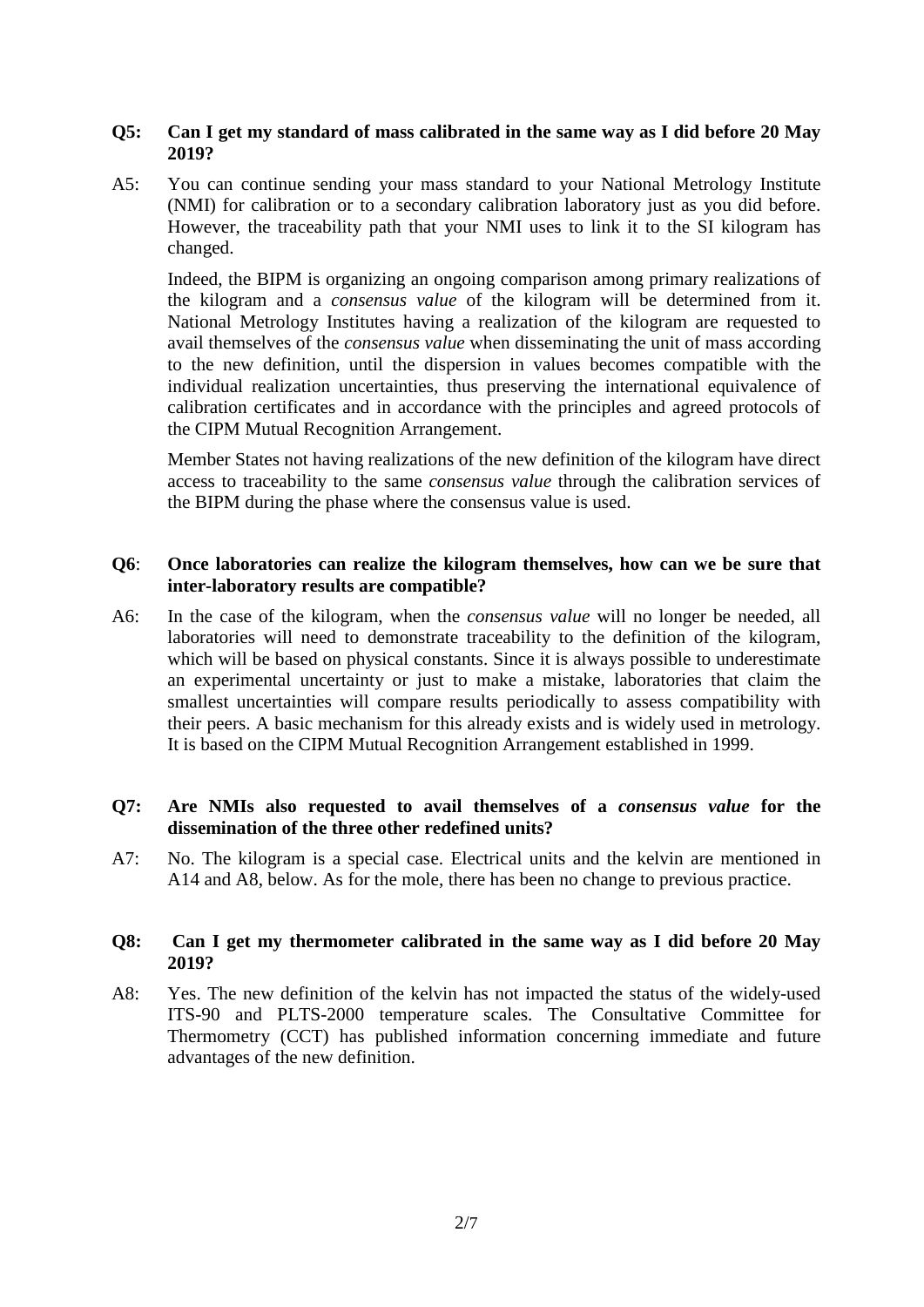**Q5: Can I get my standard of mass calibrated in the same way as I did before 20 May 2019?**

A5: You can continue sending your mass standard to your National Metrology Institute (NMI) for calibration or to a secondary calibration laboratory just as you did before. However, the traceability path that your NMI uses to link it to the SI kilogram has changed.

Indeed, the BIPM is organizing an ongoing comparison among primary realizations of the kilogram and a *consensus value* of the kilogram will be determined from it. National Metrology Institutes having a realization of the kilogram are requested to avail themselves of the *consensus value* when disseminating the unit of mass according to the new definition, until the dispersion in values becomes compatible with the individual realization uncertainties, thus preserving the international equivalence of calibration certificates and in accordance with the principles and agreed protocols of the CIPM Mutual Recognition Arrangement.

Member States not having realizations of the new definition of the kilogram have direct access to traceability to the same *consensus value* through the calibration services of the BIPM during the phase where the consensus value is used.

**Q6: Once laboratories can realize the kilogram themselves, how can we be sure that inter-laboratory results are compatible?**

A6: In the case of the kilogram, when the *consensus value* will no longer be needed, all laboratories will need to demonstrate traceability to the definition of the kilogram, which will be based on physical constants. Since it is always possible to underestimate an experimental uncertainty or just to make a mistake, laboratories that claim the smallest uncertainties will compare results periodically to assess compatibility with their peers. A basic mechanism for this already exists and is widely used in metrology. It is based on the CIPM Mutual Recognition Arrangement established in 1999.

**Q7: Are NMIs also requested to avail themselves of a *consensus value* for the dissemination of the three other redefined units?**

A7: No. The kilogram is a special case. Electrical units and the kelvin are mentioned in A14 and A8, below. As for the mole, there has been no change to previous practice.

**Q8: Can I get my thermometer calibrated in the same way as I did before 20 May 2019?**

A8: Yes. The new definition of the kelvin has not impacted the status of the widely-used ITS-90 and PLTS-2000 temperature scales. The Consultative Committee for Thermometry (CCT) has published information concerning immediate and future advantages of the new definition.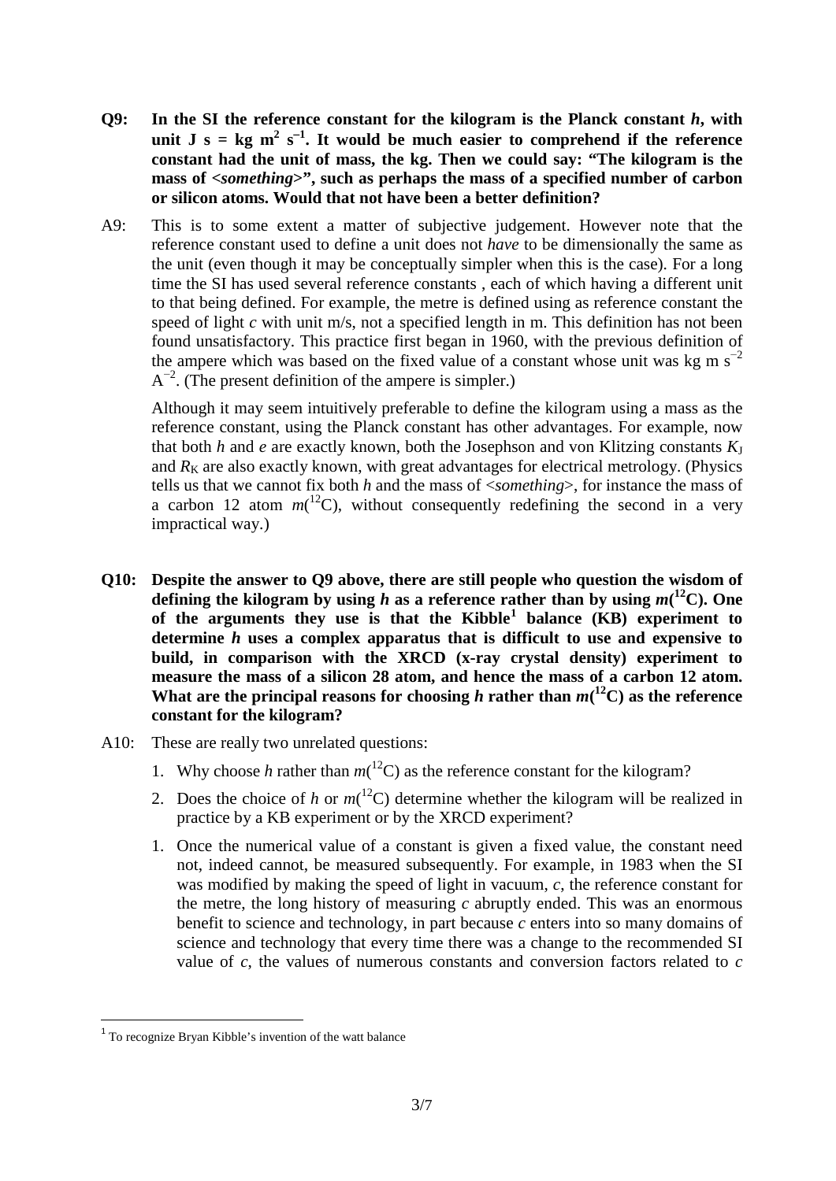**Q9: In the SI the reference constant for the kilogram is the Planck constant $h$, with unit J s = kg $m^2$ $s^{-1}$. It would be much easier to comprehend if the reference constant had the unit of mass, the kg. Then we could say: "The kilogram is the mass of <*something*>", such as perhaps the mass of a specified number of carbon or silicon atoms. Would that not have been a better definition?**

A9: This is to some extent a matter of subjective judgement. However note that the reference constant used to define a unit does not *have* to be dimensionally the same as the unit (even though it may be conceptually simpler when this is the case). For a long time the SI has used several reference constants , each of which having a different unit to that being defined. For example, the metre is defined using as reference constant the speed of light $c$ with unit m/s, not a specified length in m. This definition has not been found unsatisfactory. This practice first began in 1960, with the previous definition of the ampere which was based on the fixed value of a constant whose unit was kg m $s^{-2}$ $A^{-2}$. (The present definition of the ampere is simpler.)

Although it may seem intuitively preferable to define the kilogram using a mass as the reference constant, using the Planck constant has other advantages. For example, now that both $h$ and $e$ are exactly known, both the Josephson and von Klitzing constants $K_J$ and $R_K$ are also exactly known, with great advantages for electrical metrology. (Physics tells us that we cannot fix both $h$ and the mass of <*something*>, for instance the mass of a carbon 12 atom $m(^{12}C)$, without consequently redefining the second in a very impractical way.)

**Q10: Despite the answer to Q9 above, there are still people who question the wisdom of defining the kilogram by using $h$ as a reference rather than by using $m(^{12}C)$. One of the arguments they use is that the Kibble[1] balance (KB) experiment to determine $h$ uses a complex apparatus that is difficult to use and expensive to build, in comparison with the XRCD (x-ray crystal density) experiment to measure the mass of a silicon 28 atom, and hence the mass of a carbon 12 atom. What are the principal reasons for choosing $h$ rather than $m(^{12}C)$ as the reference constant for the kilogram?**

A10: These are really two unrelated questions:

1. Why choose $h$ rather than $m(^{12}C)$ as the reference constant for the kilogram?
2. Does the choice of $h$ or $m(^{12}C)$ determine whether the kilogram will be realized in practice by a KB experiment or by the XRCD experiment?

1. Once the numerical value of a constant is given a fixed value, the constant need not, indeed cannot, be measured subsequently. For example, in 1983 when the SI was modified by making the speed of light in vacuum, $c$, the reference constant for the metre, the long history of measuring $c$ abruptly ended. This was an enormous benefit to science and technology, in part because $c$ enters into so many domains of science and technology that every time there was a change to the recommended SI value of $c$, the values of numerous constants and conversion factors related to $c$

[1] To recognize Bryan Kibble's invention of the watt balance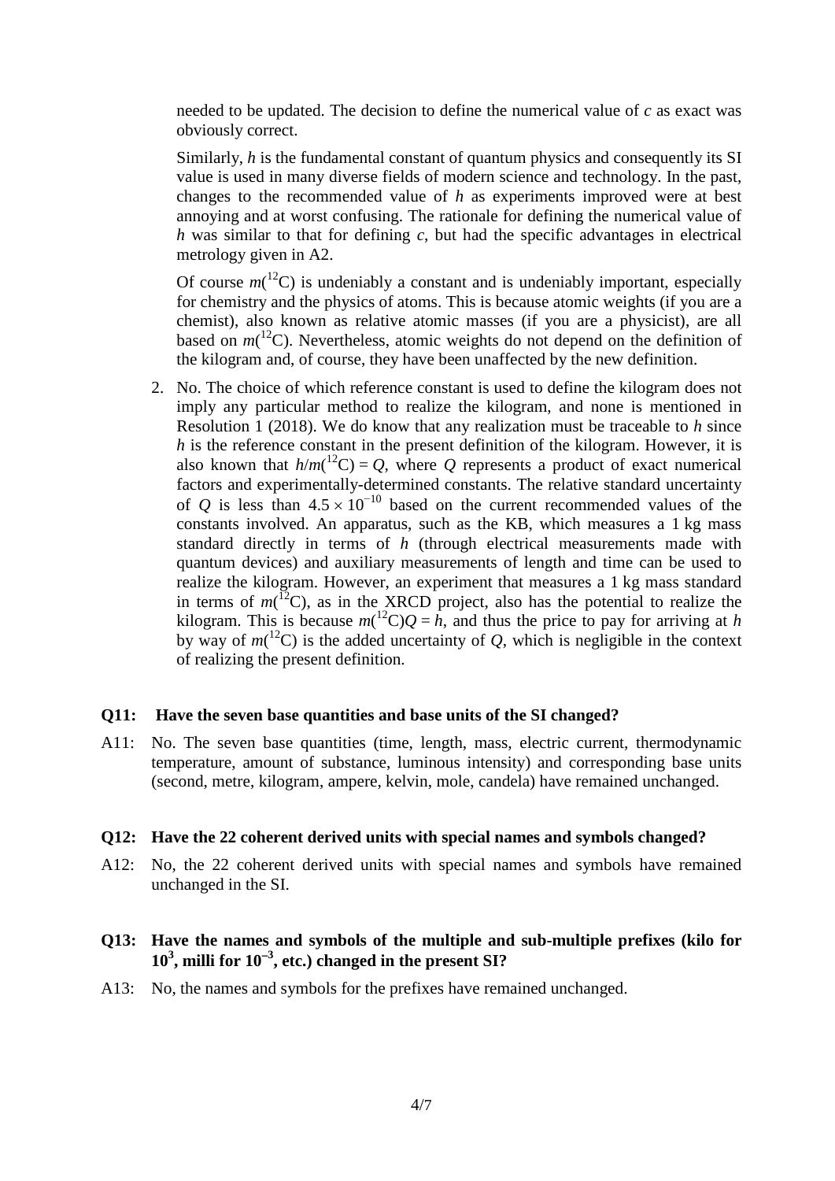needed to be updated. The decision to define the numerical value of $c$ as exact was obviously correct.

Similarly, $h$ is the fundamental constant of quantum physics and consequently its SI value is used in many diverse fields of modern science and technology. In the past, changes to the recommended value of $h$ as experiments improved were at best annoying and at worst confusing. The rationale for defining the numerical value of $h$ was similar to that for defining $c$, but had the specific advantages in electrical metrology given in A2.

Of course $m(^{12}\text{C})$ is undeniably a constant and is undeniably important, especially for chemistry and the physics of atoms. This is because atomic weights (if you are a chemist), also known as relative atomic masses (if you are a physicist), are all based on $m(^{12}\text{C})$. Nevertheless, atomic weights do not depend on the definition of the kilogram and, of course, they have been unaffected by the new definition.

2. No. The choice of which reference constant is used to define the kilogram does not imply any particular method to realize the kilogram, and none is mentioned in Resolution 1 (2018). We do know that any realization must be traceable to $h$ since $h$ is the reference constant in the present definition of the kilogram. However, it is also known that $h/m(^{12}\text{C}) = Q$, where $Q$ represents a product of exact numerical factors and experimentally-determined constants. The relative standard uncertainty of $Q$ is less than $4.5 \times 10^{-10}$ based on the current recommended values of the constants involved. An apparatus, such as the KB, which measures a 1 kg mass standard directly in terms of $h$ (through electrical measurements made with quantum devices) and auxiliary measurements of length and time can be used to realize the kilogram. However, an experiment that measures a 1 kg mass standard in terms of $m(^{12}\text{C})$, as in the XRCD project, also has the potential to realize the kilogram. This is because $m(^{12}\text{C})Q = h$, and thus the price to pay for arriving at $h$ by way of $m(^{12}\text{C})$ is the added uncertainty of $Q$, which is negligible in the context of realizing the present definition.

**Q11: Have the seven base quantities and base units of the SI changed?**

A11: No. The seven base quantities (time, length, mass, electric current, thermodynamic temperature, amount of substance, luminous intensity) and corresponding base units (second, metre, kilogram, ampere, kelvin, mole, candela) have remained unchanged.

**Q12: Have the 22 coherent derived units with special names and symbols changed?**

A12: No, the 22 coherent derived units with special names and symbols have remained unchanged in the SI.

**Q13: Have the names and symbols of the multiple and sub-multiple prefixes (kilo for $10^3$, milli for $10^{-3}$, etc.) changed in the present SI?**

A13: No, the names and symbols for the prefixes have remained unchanged.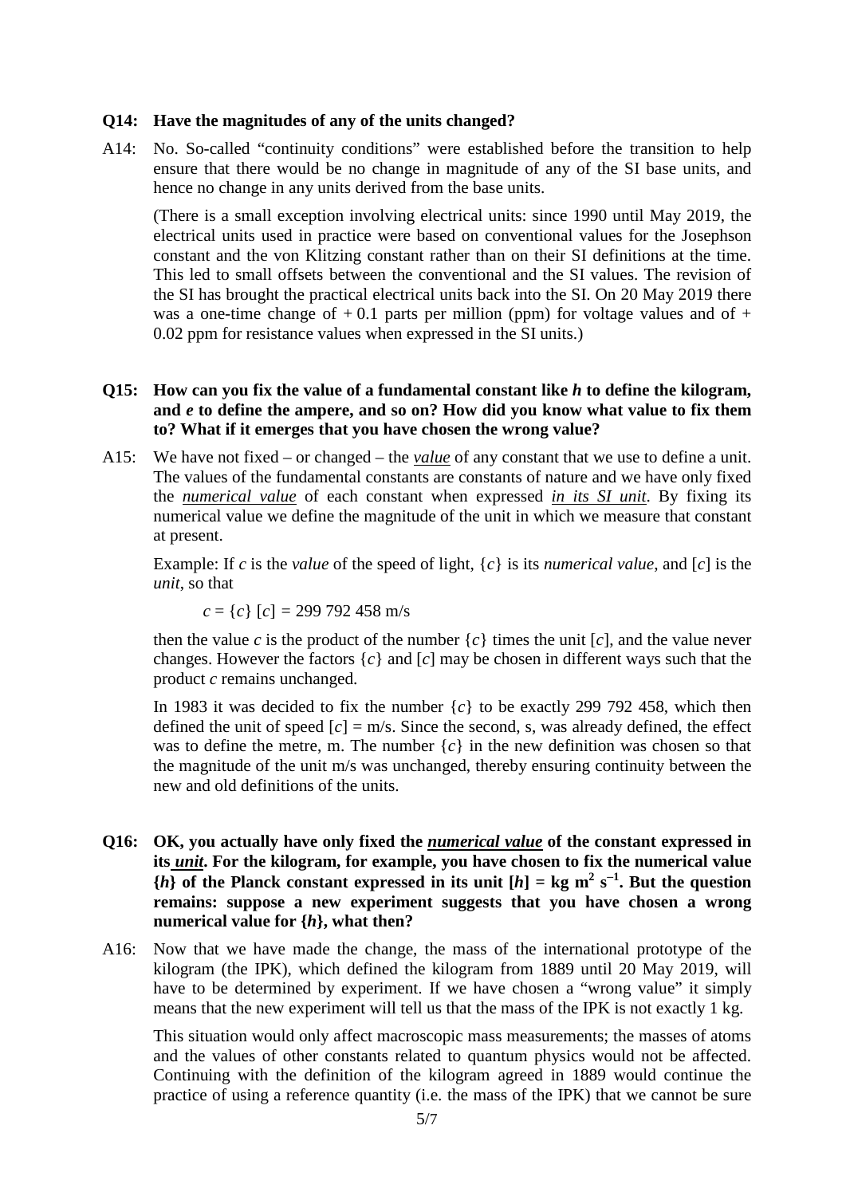**Q14: Have the magnitudes of any of the units changed?**

A14: No. So-called "continuity conditions" were established before the transition to help ensure that there would be no change in magnitude of any of the SI base units, and hence no change in any units derived from the base units.

(There is a small exception involving electrical units: since 1990 until May 2019, the electrical units used in practice were based on conventional values for the Josephson constant and the von Klitzing constant rather than on their SI definitions at the time. This led to small offsets between the conventional and the SI values. The revision of the SI has brought the practical electrical units back into the SI. On 20 May 2019 there was a one-time change of + 0.1 parts per million (ppm) for voltage values and of + 0.02 ppm for resistance values when expressed in the SI units.)

**Q15: How can you fix the value of a fundamental constant like *h* to define the kilogram, and *e* to define the ampere, and so on? How did you know what value to fix them to? What if it emerges that you have chosen the wrong value?**

A15: We have not fixed – or changed – the ***value*** of any constant that we use to define a unit. The values of the fundamental constants are constants of nature and we have only fixed the ***numerical value*** of each constant when expressed ***in its SI unit***. By fixing its numerical value we define the magnitude of the unit in which we measure that constant at present.

Example: If $c$ is the *value* of the speed of light, $\{c\}$ is its *numerical value*, and $[c]$ is the *unit*, so that

$$c = \{c\}\,[c] = 299\,792\,458 \text{ m/s}$$

then the value $c$ is the product of the number $\{c\}$ times the unit $[c]$, and the value never changes. However the factors $\{c\}$ and $[c]$ may be chosen in different ways such that the product $c$ remains unchanged.

In 1983 it was decided to fix the number $\{c\}$ to be exactly 299 792 458, which then defined the unit of speed $[c]$ = m/s. Since the second, s, was already defined, the effect was to define the metre, m. The number $\{c\}$ in the new definition was chosen so that the magnitude of the unit m/s was unchanged, thereby ensuring continuity between the new and old definitions of the units.

**Q16: OK, you actually have only fixed the *numerical value* of the constant expressed in its *unit*. For the kilogram, for example, you have chosen to fix the numerical value $\{h\}$ of the Planck constant expressed in its unit $[h]$ = kg $m^2$ $s^{-1}$. But the question remains: suppose a new experiment suggests that you have chosen a wrong numerical value for $\{h\}$, what then?**

A16: Now that we have made the change, the mass of the international prototype of the kilogram (the IPK), which defined the kilogram from 1889 until 20 May 2019, will have to be determined by experiment. If we have chosen a "wrong value" it simply means that the new experiment will tell us that the mass of the IPK is not exactly 1 kg.

This situation would only affect macroscopic mass measurements; the masses of atoms and the values of other constants related to quantum physics would not be affected. Continuing with the definition of the kilogram agreed in 1889 would continue the practice of using a reference quantity (i.e. the mass of the IPK) that we cannot be sure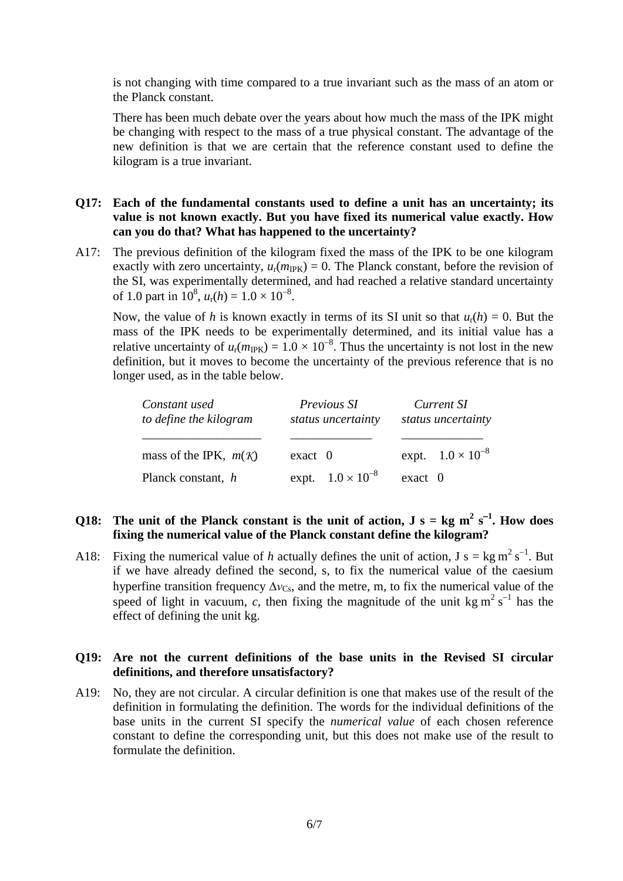is not changing with time compared to a true invariant such as the mass of an atom or the Planck constant.

There has been much debate over the years about how much the mass of the IPK might be changing with respect to the mass of a true physical constant. The advantage of the new definition is that we are certain that the reference constant used to define the kilogram is a true invariant.

**Q17: Each of the fundamental constants used to define a unit has an uncertainty; its value is not known exactly. But you have fixed its numerical value exactly. How can you do that? What has happened to the uncertainty?**

A17: The previous definition of the kilogram fixed the mass of the IPK to be one kilogram exactly with zero uncertainty, $u_r(m_{IPK}) = 0$. The Planck constant, before the revision of the SI, was experimentally determined, and had reached a relative standard uncertainty of 1.0 part in $10^8$, $u_r(h) = 1.0 \times 10^{-8}$.

Now, the value of $h$ is known exactly in terms of its SI unit so that $u_r(h) = 0$. But the mass of the IPK needs to be experimentally determined, and its initial value has a relative uncertainty of $u_r(m_{IPK}) = 1.0 \times 10^{-8}$. Thus the uncertainty is not lost in the new definition, but it moves to become the uncertainty of the previous reference that is no longer used, as in the table below.

| *Constant used to define the kilogram* | *Previous SI status uncertainty* | *Current SI status uncertainty* |
|---|---|---|
| mass of the IPK, $m(\mathcal{K})$ | exact 0 | expt. $1.0 \times 10^{-8}$ |
| Planck constant, $h$ | expt. $1.0 \times 10^{-8}$ | exact 0 |

**Q18: The unit of the Planck constant is the unit of action, J s = kg m$^2$ s$^{-1}$. How does fixing the numerical value of the Planck constant define the kilogram?**

A18: Fixing the numerical value of $h$ actually defines the unit of action, J s = kg m$^2$ s$^{-1}$. But if we have already defined the second, s, to fix the numerical value of the caesium hyperfine transition frequency $\Delta\nu_{Cs}$, and the metre, m, to fix the numerical value of the speed of light in vacuum, $c$, then fixing the magnitude of the unit kg m$^2$ s$^{-1}$ has the effect of defining the unit kg.

**Q19: Are not the current definitions of the base units in the Revised SI circular definitions, and therefore unsatisfactory?**

A19: No, they are not circular. A circular definition is one that makes use of the result of the definition in formulating the definition. The words for the individual definitions of the base units in the current SI specify the *numerical value* of each chosen reference constant to define the corresponding unit, but this does not make use of the result to formulate the definition.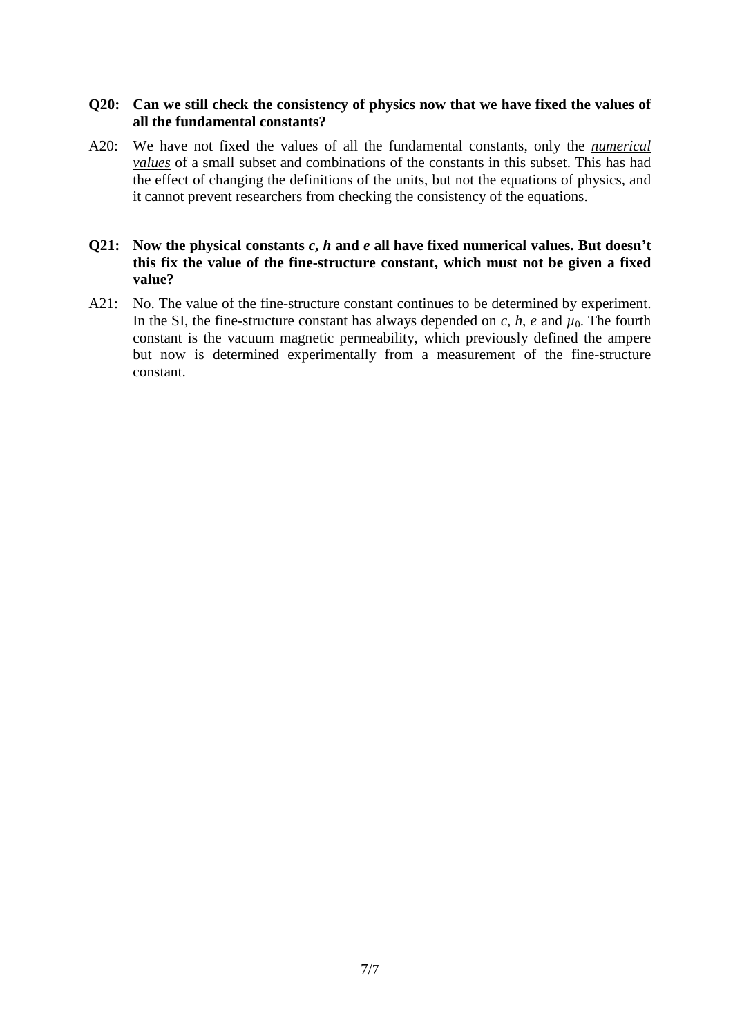**Q20: Can we still check the consistency of physics now that we have fixed the values of all the fundamental constants?**

A20: We have not fixed the values of all the fundamental constants, only the ***numerical values*** of a small subset and combinations of the constants in this subset. This has had the effect of changing the definitions of the units, but not the equations of physics, and it cannot prevent researchers from checking the consistency of the equations.

**Q21: Now the physical constants $c$, $h$ and $e$ all have fixed numerical values. But doesn't this fix the value of the fine-structure constant, which must not be given a fixed value?**

A21: No. The value of the fine-structure constant continues to be determined by experiment. In the SI, the fine-structure constant has always depended on $c$, $h$, $e$ and $\mu_0$. The fourth constant is the vacuum magnetic permeability, which previously defined the ampere but now is determined experimentally from a measurement of the fine-structure constant.